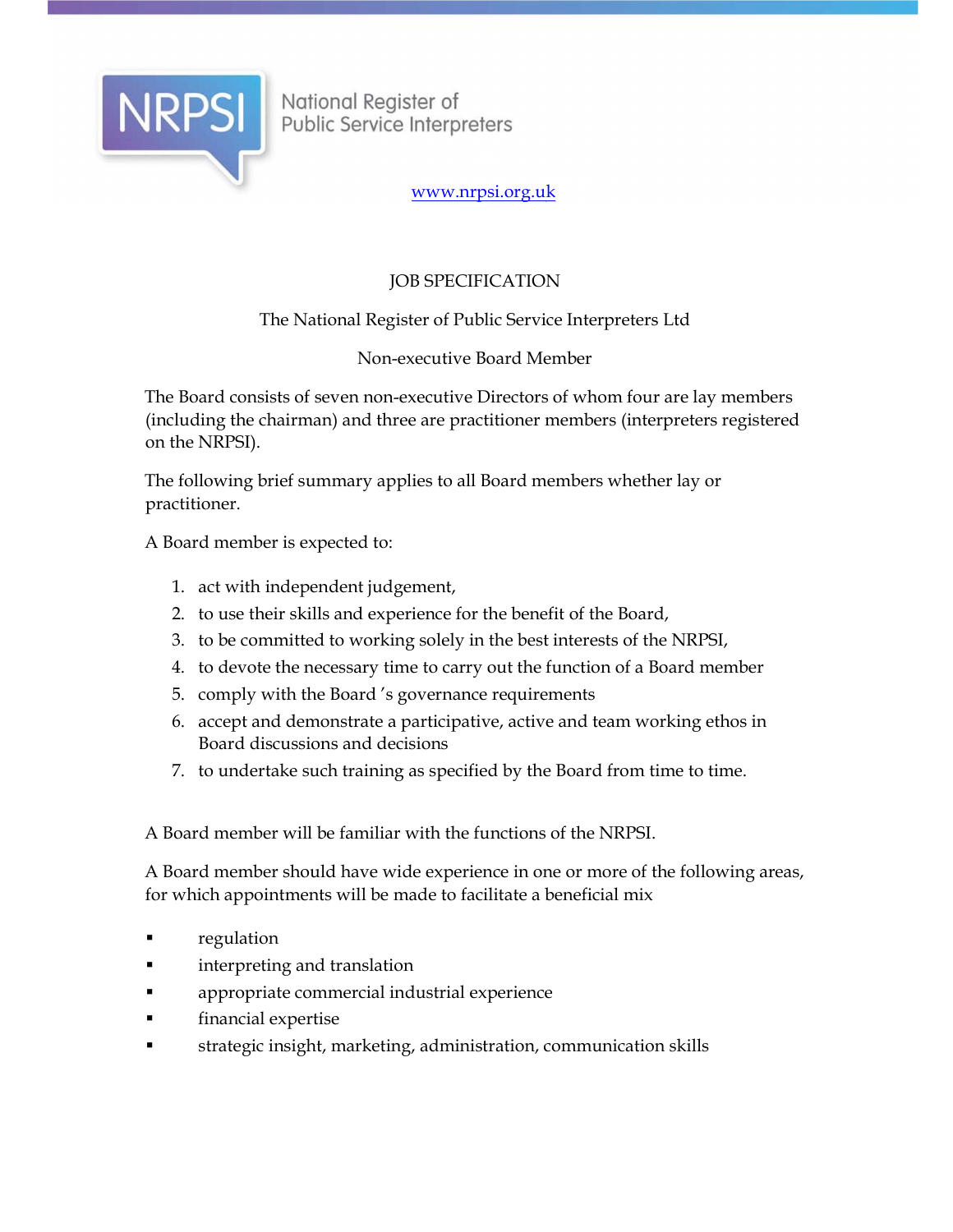NRPSI National Register of Public Service Interpreters

[www.nrpsi.org.uk](http://www.nrpsi.org.uk)

# JOB SPECIFICATION

## The National Register of Public Service Interpreters Ltd

## Non-executive Board Member

The Board consists of seven non-executive Directors of whom four are lay members (including the chairman) and three are practitioner members (interpreters registered on the NRPSI).

The following brief summary applies to all Board members whether lay or practitioner.

A Board member is expected to:

1. act with independent judgement,
2. to use their skills and experience for the benefit of the Board,
3. to be committed to working solely in the best interests of the NRPSI,
4. to devote the necessary time to carry out the function of a Board member
5. comply with the Board 's governance requirements
6. accept and demonstrate a participative, active and team working ethos in Board discussions and decisions
7. to undertake such training as specified by the Board from time to time.

A Board member will be familiar with the functions of the NRPSI.

A Board member should have wide experience in one or more of the following areas, for which appointments will be made to facilitate a beneficial mix

- regulation
- interpreting and translation
- appropriate commercial industrial experience
- financial expertise
- strategic insight, marketing, administration, communication skills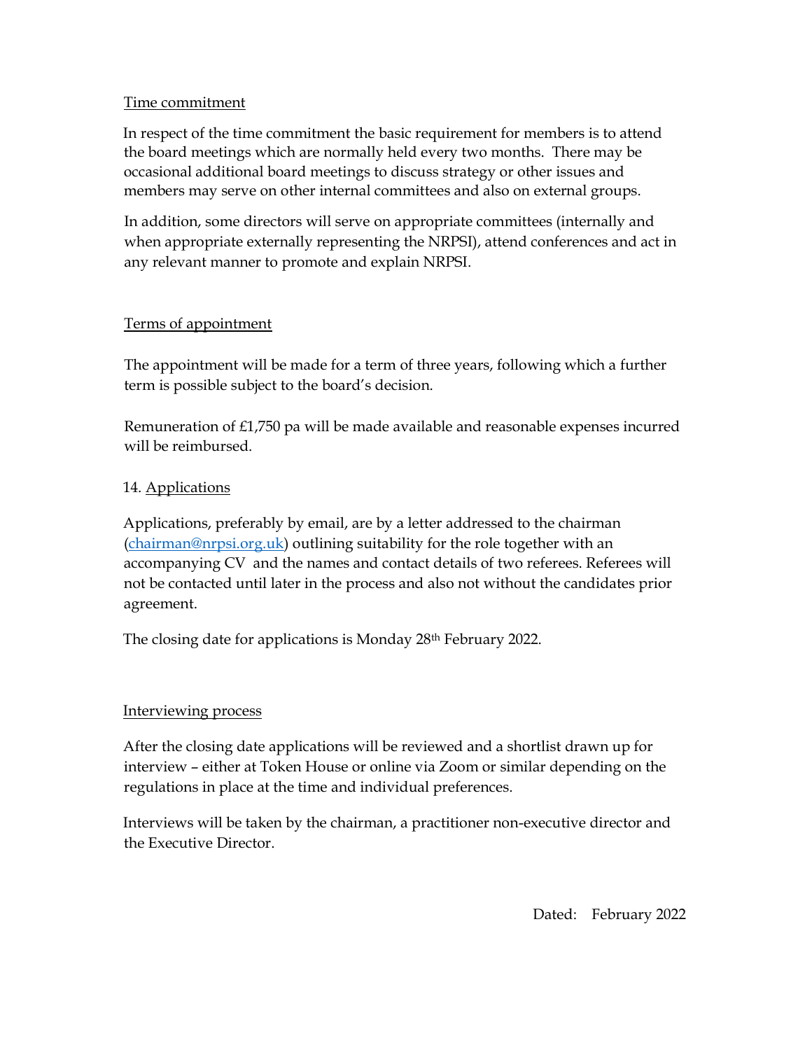## Time commitment

In respect of the time commitment the basic requirement for members is to attend the board meetings which are normally held every two months. There may be occasional additional board meetings to discuss strategy or other issues and members may serve on other internal committees and also on external groups.

In addition, some directors will serve on appropriate committees (internally and when appropriate externally representing the NRPSI), attend conferences and act in any relevant manner to promote and explain NRPSI.

## Terms of appointment

The appointment will be made for a term of three years, following which a further term is possible subject to the board's decision.

Remuneration of £1,750 pa will be made available and reasonable expenses incurred will be reimbursed.

## 14. Applications

Applications, preferably by email, are by a letter addressed to the chairman (chairman@nrpsi.org.uk) outlining suitability for the role together with an accompanying CV and the names and contact details of two referees. Referees will not be contacted until later in the process and also not without the candidates prior agreement.

The closing date for applications is Monday 28th February 2022.

## Interviewing process

After the closing date applications will be reviewed and a shortlist drawn up for interview – either at Token House or online via Zoom or similar depending on the regulations in place at the time and individual preferences.

Interviews will be taken by the chairman, a practitioner non-executive director and the Executive Director.

Dated: February 2022